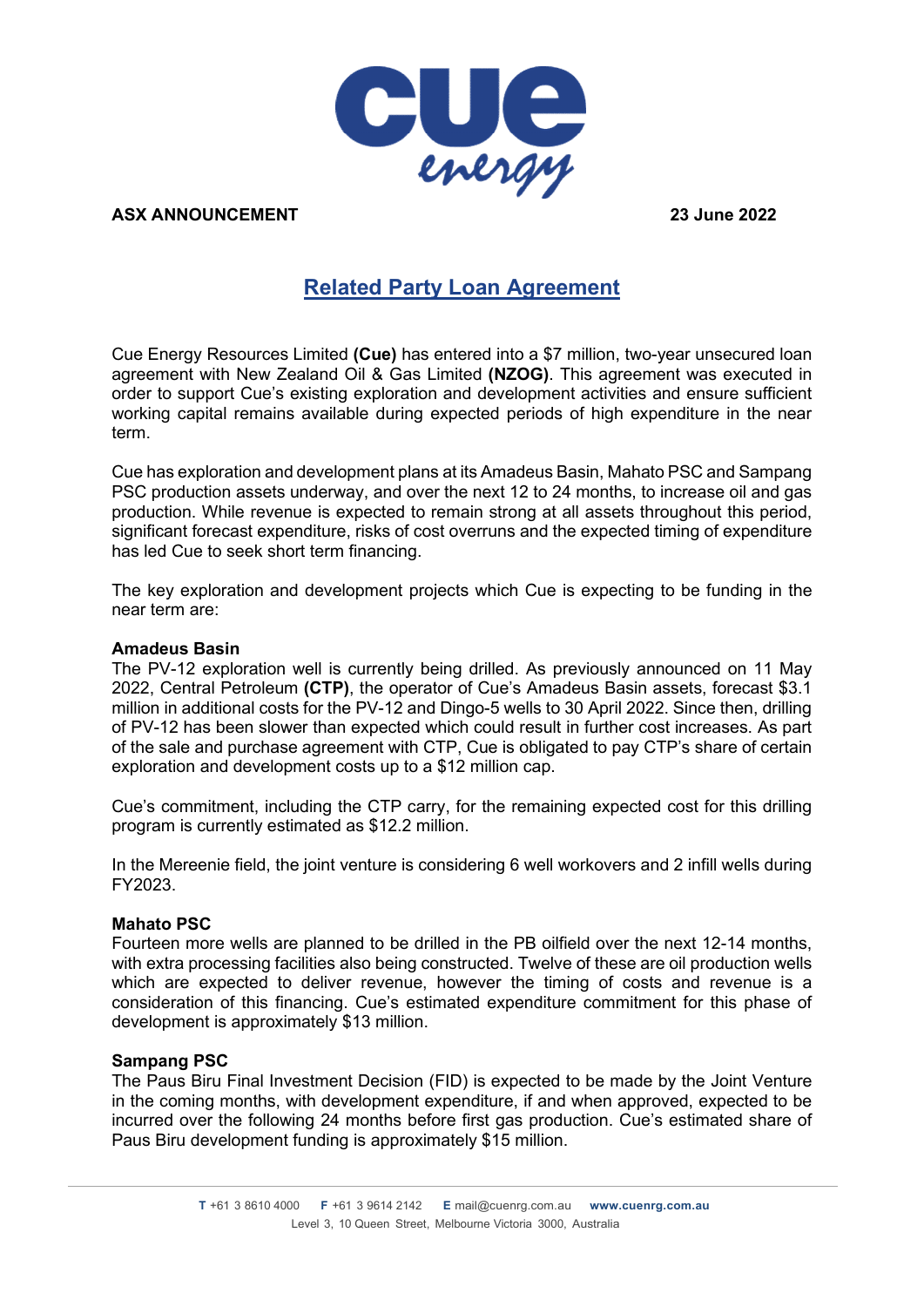**ASX ANNOUNCEMENT** **23 June 2022**

# Related Party Loan Agreement

Cue Energy Resources Limited **(Cue)** has entered into a $7 million, two-year unsecured loan agreement with New Zealand Oil & Gas Limited **(NZOG)**. This agreement was executed in order to support Cue's existing exploration and development activities and ensure sufficient working capital remains available during expected periods of high expenditure in the near term.

Cue has exploration and development plans at its Amadeus Basin, Mahato PSC and Sampang PSC production assets underway, and over the next 12 to 24 months, to increase oil and gas production. While revenue is expected to remain strong at all assets throughout this period, significant forecast expenditure, risks of cost overruns and the expected timing of expenditure has led Cue to seek short term financing.

The key exploration and development projects which Cue is expecting to be funding in the near term are:

**Amadeus Basin**

The PV-12 exploration well is currently being drilled. As previously announced on 11 May 2022, Central Petroleum **(CTP)**, the operator of Cue's Amadeus Basin assets, forecast $3.1 million in additional costs for the PV-12 and Dingo-5 wells to 30 April 2022. Since then, drilling of PV-12 has been slower than expected which could result in further cost increases. As part of the sale and purchase agreement with CTP, Cue is obligated to pay CTP's share of certain exploration and development costs up to a $12 million cap.

Cue's commitment, including the CTP carry, for the remaining expected cost for this drilling program is currently estimated as $12.2 million.

In the Mereenie field, the joint venture is considering 6 well workovers and 2 infill wells during FY2023.

**Mahato PSC**

Fourteen more wells are planned to be drilled in the PB oilfield over the next 12-14 months, with extra processing facilities also being constructed. Twelve of these are oil production wells which are expected to deliver revenue, however the timing of costs and revenue is a consideration of this financing. Cue's estimated expenditure commitment for this phase of development is approximately $13 million.

**Sampang PSC**

The Paus Biru Final Investment Decision (FID) is expected to be made by the Joint Venture in the coming months, with development expenditure, if and when approved, expected to be incurred over the following 24 months before first gas production. Cue's estimated share of Paus Biru development funding is approximately $15 million.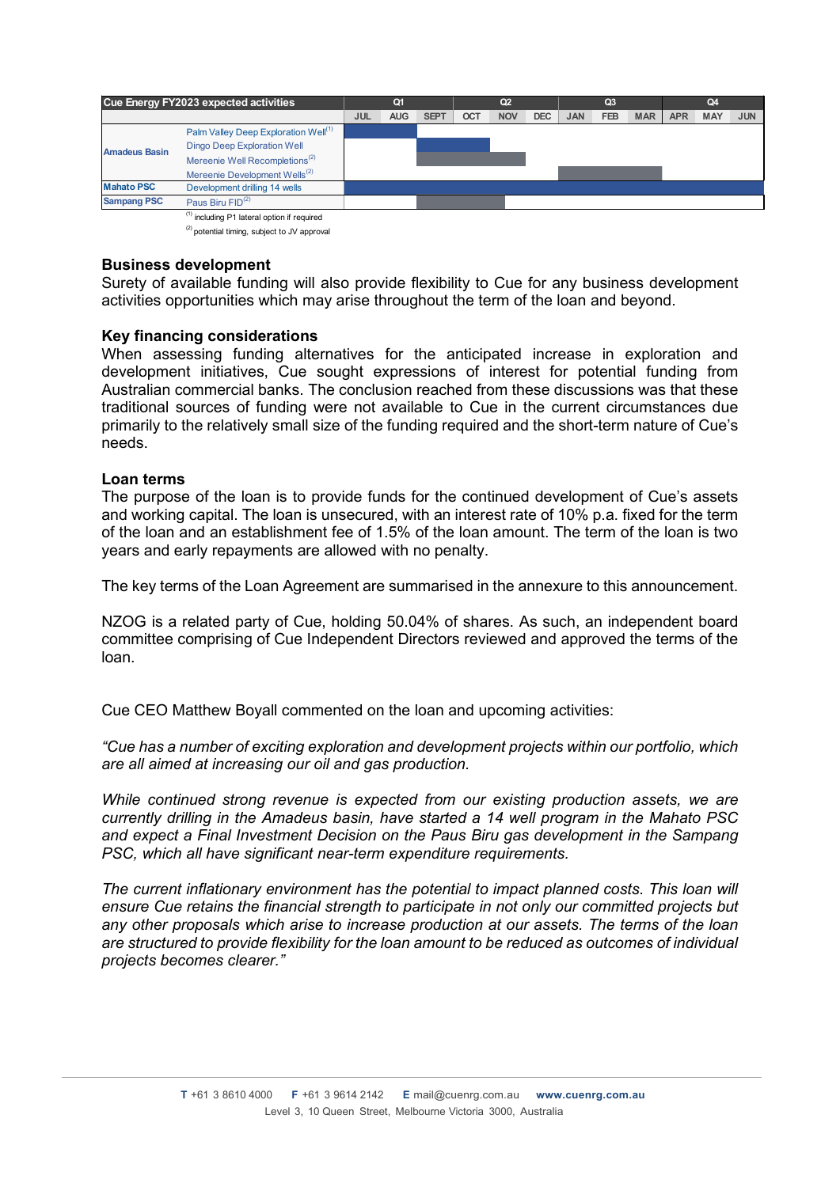| Cue Energy FY2023 expected activities | | Q1 | | | Q2 | | | Q3 | | | Q4 | | |
|---|---|---|---|---|---|---|---|---|---|---|---|---|---|
| | | JUL | AUG | SEPT | OCT | NOV | DEC | JAN | FEB | MAR | APR | MAY | JUN |
| Amadeus Basin | Palm Valley Deep Exploration Well[1] | ■ | ■ | | | | | | | | | | |
| | Dingo Deep Exploration Well | | | ■ | ■ | | | | | | | | |
| | Mereenie Well Recompletions[2] | | | ■ | ■ | ■ | | | | | | | |
| | Mereenie Development Wells[2] | | | | | | | ■ | ■ | ■ | | | |
| Mahato PSC | Development drilling 14 wells | ■ | ■ | ■ | ■ | ■ | ■ | ■ | ■ | ■ | ■ | ■ | ■ |
| Sampang PSC | Paus Biru FID[2] | | | ■ | ■ | | | | | | | | |

[1] including P1 lateral option if required

[2] potential timing, subject to JV approval

**Business development**

Surety of available funding will also provide flexibility to Cue for any business development activities opportunities which may arise throughout the term of the loan and beyond.

**Key financing considerations**

When assessing funding alternatives for the anticipated increase in exploration and development initiatives, Cue sought expressions of interest for potential funding from Australian commercial banks. The conclusion reached from these discussions was that these traditional sources of funding were not available to Cue in the current circumstances due primarily to the relatively small size of the funding required and the short-term nature of Cue's needs.

**Loan terms**

The purpose of the loan is to provide funds for the continued development of Cue's assets and working capital. The loan is unsecured, with an interest rate of 10% p.a. fixed for the term of the loan and an establishment fee of 1.5% of the loan amount. The term of the loan is two years and early repayments are allowed with no penalty.

The key terms of the Loan Agreement are summarised in the annexure to this announcement.

NZOG is a related party of Cue, holding 50.04% of shares. As such, an independent board committee comprising of Cue Independent Directors reviewed and approved the terms of the loan.

Cue CEO Matthew Boyall commented on the loan and upcoming activities:

*"Cue has a number of exciting exploration and development projects within our portfolio, which are all aimed at increasing our oil and gas production.*

*While continued strong revenue is expected from our existing production assets, we are currently drilling in the Amadeus basin, have started a 14 well program in the Mahato PSC and expect a Final Investment Decision on the Paus Biru gas development in the Sampang PSC, which all have significant near-term expenditure requirements.*

*The current inflationary environment has the potential to impact planned costs. This loan will ensure Cue retains the financial strength to participate in not only our committed projects but any other proposals which arise to increase production at our assets. The terms of the loan are structured to provide flexibility for the loan amount to be reduced as outcomes of individual projects becomes clearer."*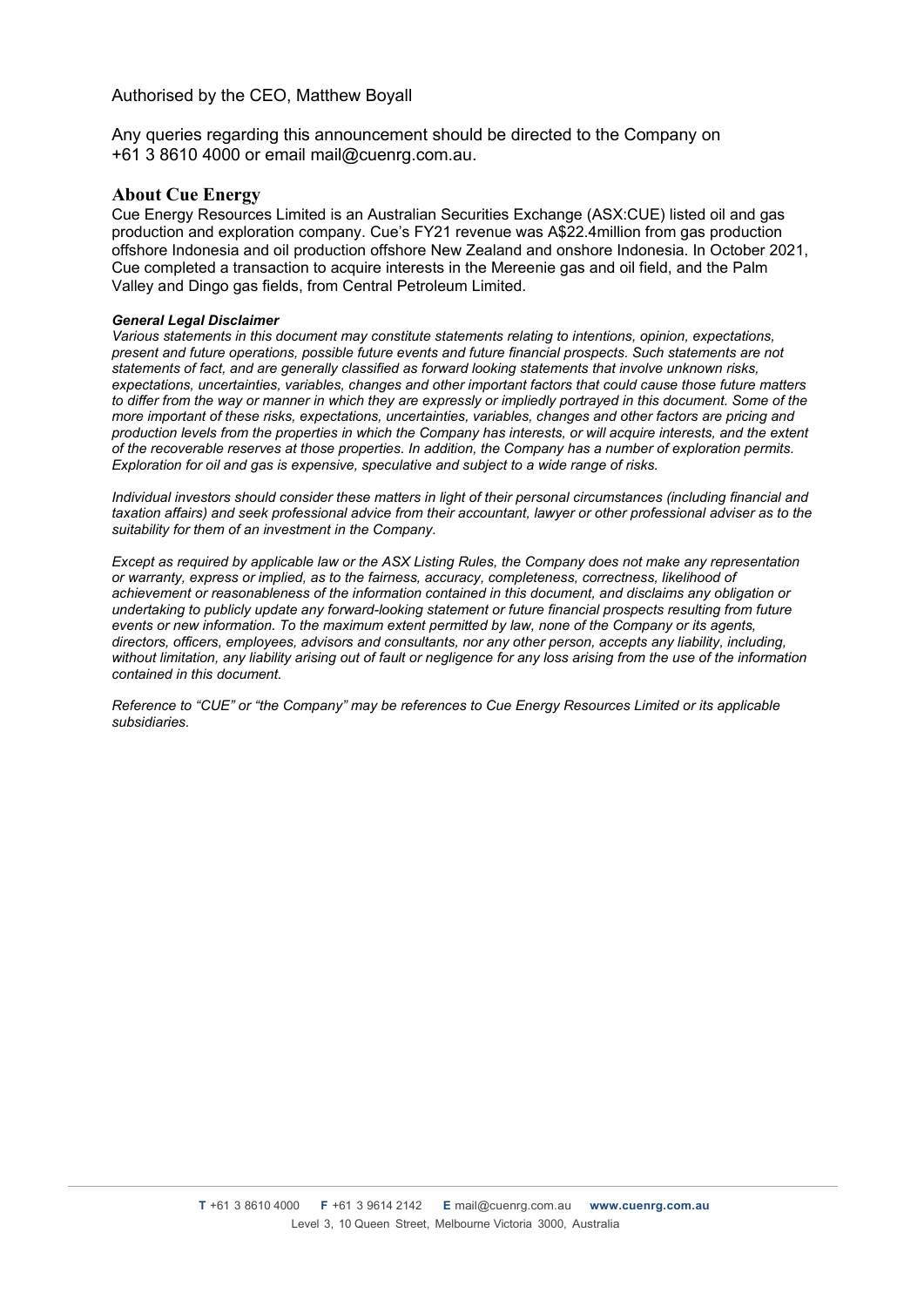Authorised by the CEO, Matthew Boyall

Any queries regarding this announcement should be directed to the Company on +61 3 8610 4000 or email mail@cuenrg.com.au.

## About Cue Energy

Cue Energy Resources Limited is an Australian Securities Exchange (ASX:CUE) listed oil and gas production and exploration company. Cue's FY21 revenue was A$22.4million from gas production offshore Indonesia and oil production offshore New Zealand and onshore Indonesia. In October 2021, Cue completed a transaction to acquire interests in the Mereenie gas and oil field, and the Palm Valley and Dingo gas fields, from Central Petroleum Limited.

***General Legal Disclaimer***

*Various statements in this document may constitute statements relating to intentions, opinion, expectations, present and future operations, possible future events and future financial prospects. Such statements are not statements of fact, and are generally classified as forward looking statements that involve unknown risks, expectations, uncertainties, variables, changes and other important factors that could cause those future matters to differ from the way or manner in which they are expressly or impliedly portrayed in this document. Some of the more important of these risks, expectations, uncertainties, variables, changes and other factors are pricing and production levels from the properties in which the Company has interests, or will acquire interests, and the extent of the recoverable reserves at those properties. In addition, the Company has a number of exploration permits. Exploration for oil and gas is expensive, speculative and subject to a wide range of risks.*

*Individual investors should consider these matters in light of their personal circumstances (including financial and taxation affairs) and seek professional advice from their accountant, lawyer or other professional adviser as to the suitability for them of an investment in the Company.*

*Except as required by applicable law or the ASX Listing Rules, the Company does not make any representation or warranty, express or implied, as to the fairness, accuracy, completeness, correctness, likelihood of achievement or reasonableness of the information contained in this document, and disclaims any obligation or undertaking to publicly update any forward-looking statement or future financial prospects resulting from future events or new information. To the maximum extent permitted by law, none of the Company or its agents, directors, officers, employees, advisors and consultants, nor any other person, accepts any liability, including, without limitation, any liability arising out of fault or negligence for any loss arising from the use of the information contained in this document.*

*Reference to "CUE" or "the Company" may be references to Cue Energy Resources Limited or its applicable subsidiaries.*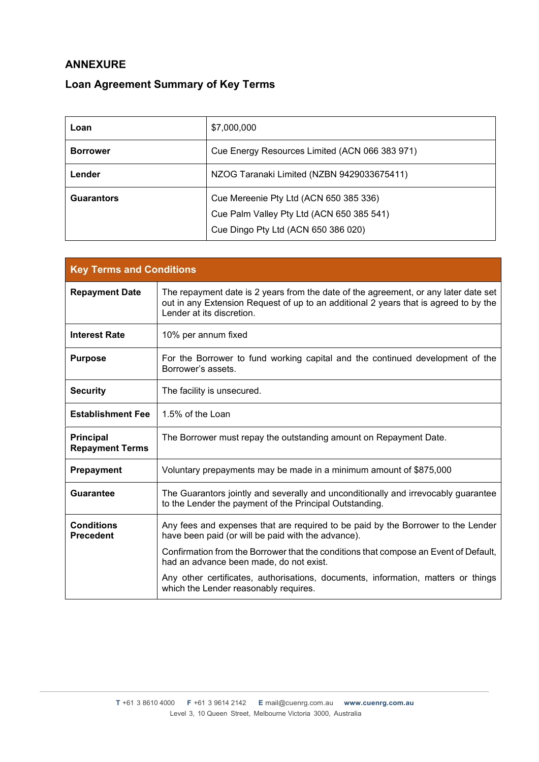## ANNEXURE

### Loan Agreement Summary of Key Terms

| | |
|---|---|
| **Loan** | $7,000,000 |
| **Borrower** | Cue Energy Resources Limited (ACN 066 383 971) |
| **Lender** | NZOG Taranaki Limited (NZBN 9429033675411) |
| **Guarantors** | Cue Mereenie Pty Ltd (ACN 650 385 336)<br>Cue Palm Valley Pty Ltd (ACN 650 385 541)<br>Cue Dingo Pty Ltd (ACN 650 386 020) |

| **Key Terms and Conditions** | |
|---|---|
| **Repayment Date** | The repayment date is 2 years from the date of the agreement, or any later date set out in any Extension Request of up to an additional 2 years that is agreed to by the Lender at its discretion. |
| **Interest Rate** | 10% per annum fixed |
| **Purpose** | For the Borrower to fund working capital and the continued development of the Borrower's assets. |
| **Security** | The facility is unsecured. |
| **Establishment Fee** | 1.5% of the Loan |
| **Principal Repayment Terms** | The Borrower must repay the outstanding amount on Repayment Date. |
| **Prepayment** | Voluntary prepayments may be made in a minimum amount of $875,000 |
| **Guarantee** | The Guarantors jointly and severally and unconditionally and irrevocably guarantee to the Lender the payment of the Principal Outstanding. |
| **Conditions Precedent** | Any fees and expenses that are required to be paid by the Borrower to the Lender have been paid (or will be paid with the advance).<br>Confirmation from the Borrower that the conditions that compose an Event of Default, had an advance been made, do not exist.<br>Any other certificates, authorisations, documents, information, matters or things which the Lender reasonably requires. |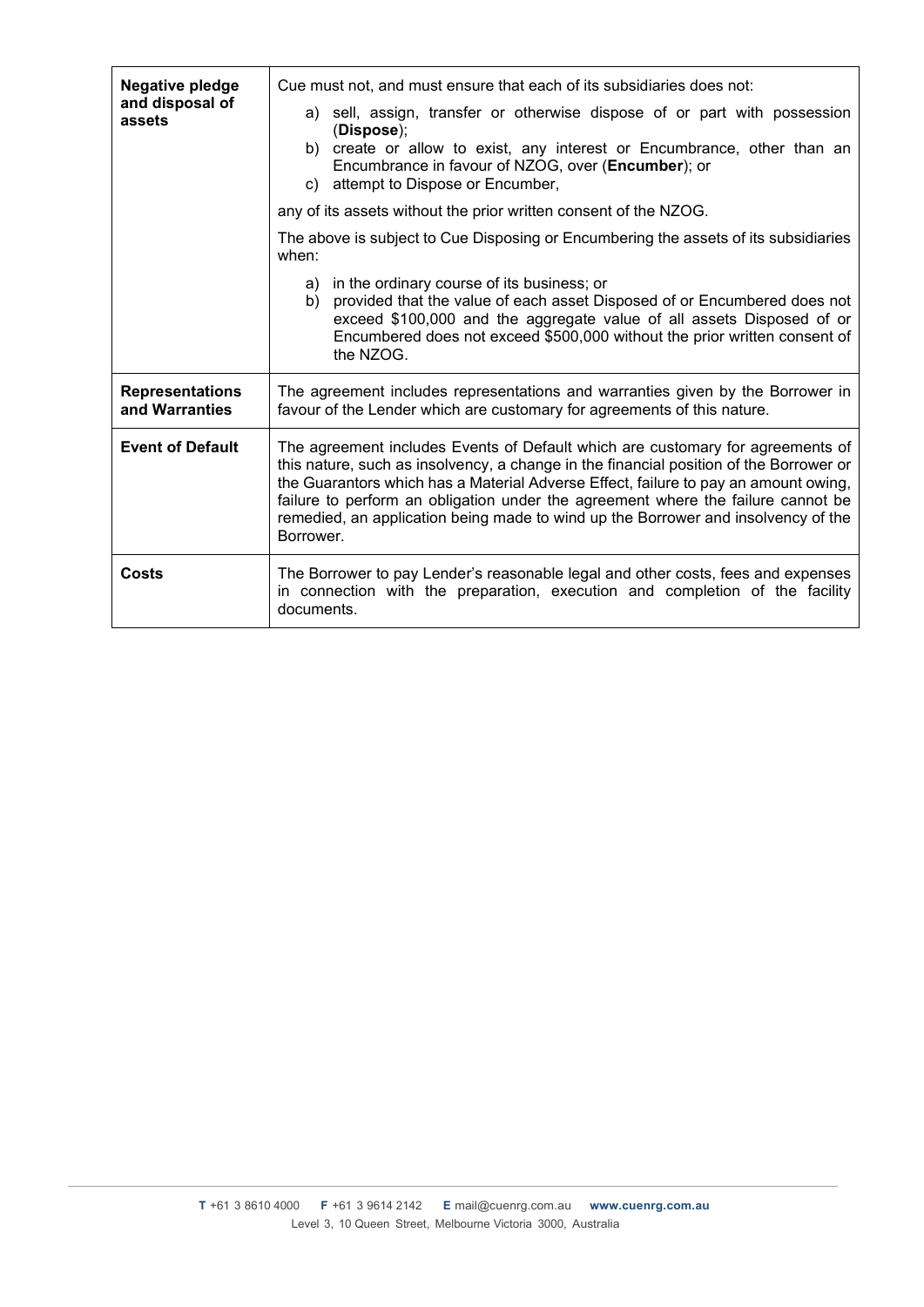| | |
|---|---|
| **Negative pledge and disposal of assets** | Cue must not, and must ensure that each of its subsidiaries does not:<br>a) sell, assign, transfer or otherwise dispose of or part with possession (**Dispose**);<br>b) create or allow to exist, any interest or Encumbrance, other than an Encumbrance in favour of NZOG, over (**Encumber**); or<br>c) attempt to Dispose or Encumber,<br>any of its assets without the prior written consent of the NZOG.<br>The above is subject to Cue Disposing or Encumbering the assets of its subsidiaries when:<br>a) in the ordinary course of its business; or<br>b) provided that the value of each asset Disposed of or Encumbered does not exceed \$100,000 and the aggregate value of all assets Disposed of or Encumbered does not exceed \$500,000 without the prior written consent of the NZOG. |
| **Representations and Warranties** | The agreement includes representations and warranties given by the Borrower in favour of the Lender which are customary for agreements of this nature. |
| **Event of Default** | The agreement includes Events of Default which are customary for agreements of this nature, such as insolvency, a change in the financial position of the Borrower or the Guarantors which has a Material Adverse Effect, failure to pay an amount owing, failure to perform an obligation under the agreement where the failure cannot be remedied, an application being made to wind up the Borrower and insolvency of the Borrower. |
| **Costs** | The Borrower to pay Lender's reasonable legal and other costs, fees and expenses in connection with the preparation, execution and completion of the facility documents. |